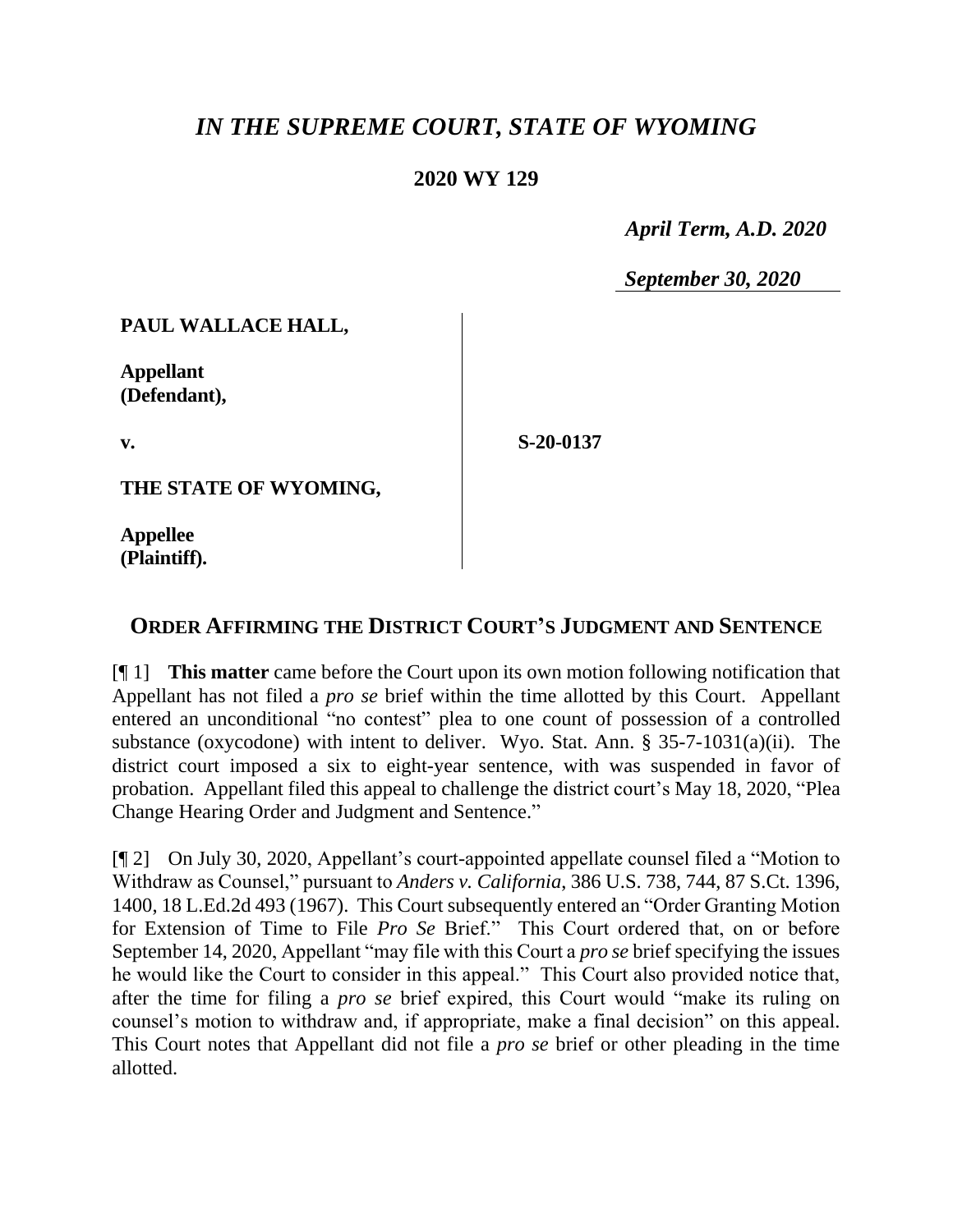# *IN THE SUPREME COURT, STATE OF WYOMING*

**2020 WY 129**

*April Term, A.D. 2020*

*September 30, 2020*

| | |
|---|---|
| **PAUL WALLACE HALL,**<br><br>**Appellant (Defendant),**<br><br>**v.**<br><br>**THE STATE OF WYOMING,**<br><br>**Appellee (Plaintiff).** | **S-20-0137** |

## ORDER AFFIRMING THE DISTRICT COURT'S JUDGMENT AND SENTENCE

[¶ 1] **This matter** came before the Court upon its own motion following notification that Appellant has not filed a *pro se* brief within the time allotted by this Court. Appellant entered an unconditional "no contest" plea to one count of possession of a controlled substance (oxycodone) with intent to deliver. Wyo. Stat. Ann. § 35-7-1031(a)(ii). The district court imposed a six to eight-year sentence, with was suspended in favor of probation. Appellant filed this appeal to challenge the district court's May 18, 2020, "Plea Change Hearing Order and Judgment and Sentence."

[¶ 2] On July 30, 2020, Appellant's court-appointed appellate counsel filed a "Motion to Withdraw as Counsel," pursuant to *Anders v. California*, 386 U.S. 738, 744, 87 S.Ct. 1396, 1400, 18 L.Ed.2d 493 (1967). This Court subsequently entered an "Order Granting Motion for Extension of Time to File *Pro Se* Brief." This Court ordered that, on or before September 14, 2020, Appellant "may file with this Court a *pro se* brief specifying the issues he would like the Court to consider in this appeal." This Court also provided notice that, after the time for filing a *pro se* brief expired, this Court would "make its ruling on counsel's motion to withdraw and, if appropriate, make a final decision" on this appeal. This Court notes that Appellant did not file a *pro se* brief or other pleading in the time allotted.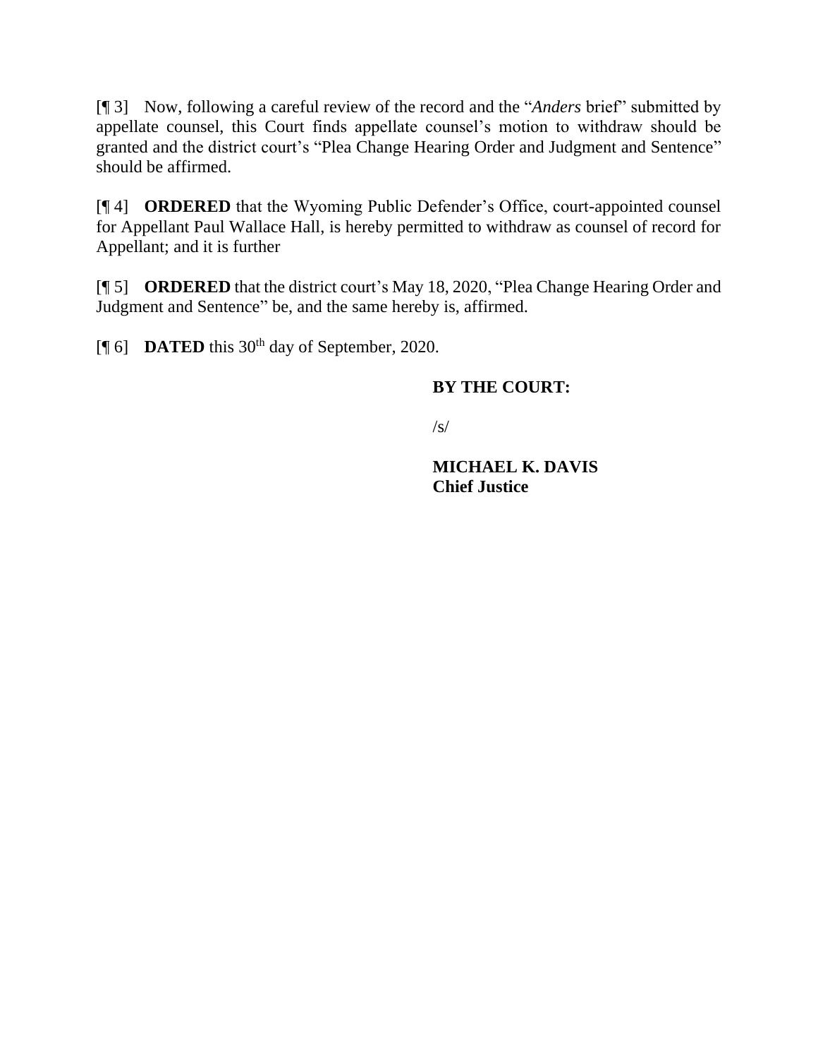[¶ 3] Now, following a careful review of the record and the "*Anders* brief" submitted by appellate counsel, this Court finds appellate counsel's motion to withdraw should be granted and the district court's "Plea Change Hearing Order and Judgment and Sentence" should be affirmed.

[¶ 4] **ORDERED** that the Wyoming Public Defender's Office, court-appointed counsel for Appellant Paul Wallace Hall, is hereby permitted to withdraw as counsel of record for Appellant; and it is further

[¶ 5] **ORDERED** that the district court's May 18, 2020, "Plea Change Hearing Order and Judgment and Sentence" be, and the same hereby is, affirmed.

[¶ 6] **DATED** this 30th day of September, 2020.

**BY THE COURT:**

/s/

**MICHAEL K. DAVIS**
**Chief Justice**